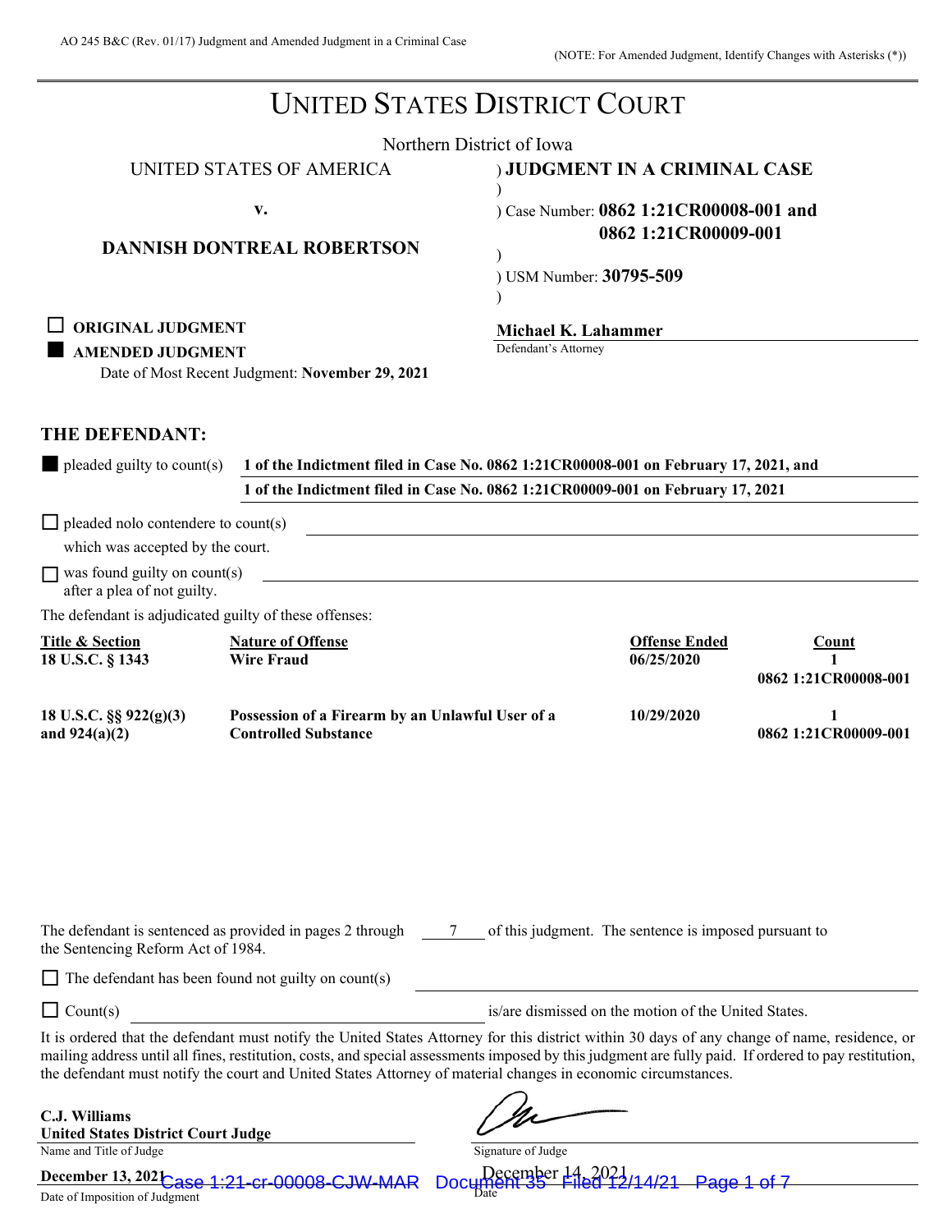AO 245 B&C (Rev. 01/17) Judgment and Amended Judgment in a Criminal Case

(NOTE: For Amended Judgment, Identify Changes with Asterisks (*))

# UNITED STATES DISTRICT COURT

Northern District of Iowa

UNITED STATES OF AMERICA

v.

**DANNISH DONTREAL ROBERTSON**

**JUDGMENT IN A CRIMINAL CASE**

Case Number: **0862 1:21CR00008-001 and 0862 1:21CR00009-001**

USM Number: **30795-509**

**Michael K. Lahammer**
Defendant's Attorney

☐ **ORIGINAL JUDGMENT**

■ **AMENDED JUDGMENT**
Date of Most Recent Judgment: **November 29, 2021**

## THE DEFENDANT:

■ pleaded guilty to count(s) **1 of the Indictment filed in Case No. 0862 1:21CR00008-001 on February 17, 2021, and 1 of the Indictment filed in Case No. 0862 1:21CR00009-001 on February 17, 2021**

☐ pleaded nolo contendere to count(s) \_\_\_\_\_ which was accepted by the court.

☐ was found guilty on count(s) \_\_\_\_\_ after a plea of not guilty.

The defendant is adjudicated guilty of these offenses:

| Title & Section | Nature of Offense | Offense Ended | Count |
|---|---|---|---|
| **18 U.S.C. § 1343** | **Wire Fraud** | **06/25/2020** | **1** **0862 1:21CR00008-001** |
| **18 U.S.C. §§ 922(g)(3) and 924(a)(2)** | **Possession of a Firearm by an Unlawful User of a Controlled Substance** | **10/29/2020** | **1** **0862 1:21CR00009-001** |

The defendant is sentenced as provided in pages 2 through 7 of this judgment. The sentence is imposed pursuant to the Sentencing Reform Act of 1984.

☐ The defendant has been found not guilty on count(s) \_\_\_\_\_

☐ Count(s) \_\_\_\_\_ is/are dismissed on the motion of the United States.

It is ordered that the defendant must notify the United States Attorney for this district within 30 days of any change of name, residence, or mailing address until all fines, restitution, costs, and special assessments imposed by this judgment are fully paid. If ordered to pay restitution, the defendant must notify the court and United States Attorney of material changes in economic circumstances.

**C.J. Williams**
**United States District Court Judge**
Name and Title of Judge

Signature of Judge

**December 13, 2021**
Date of Imposition of Judgment

December 14, 2021
Date

Case 1:21-cr-00008-CJW-MAR Document 35 Filed 12/14/21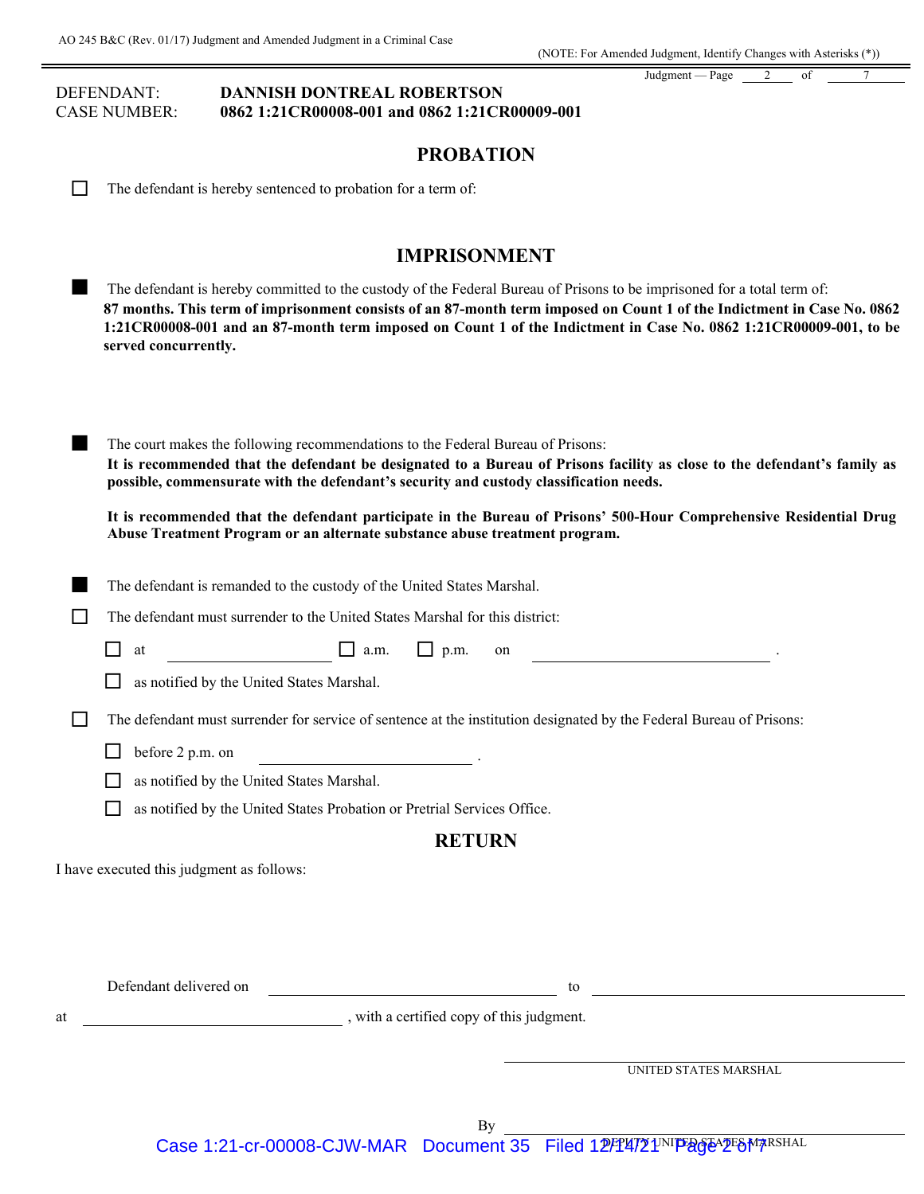DEFENDANT: **DANNISH DONTREAL ROBERTSON**
CASE NUMBER: **0862 1:21CR00008-001 and 0862 1:21CR00009-001**

## PROBATION

☐ The defendant is hereby sentenced to probation for a term of:

## IMPRISONMENT

■ The defendant is hereby committed to the custody of the Federal Bureau of Prisons to be imprisoned for a total term of:
**87 months. This term of imprisonment consists of an 87-month term imposed on Count 1 of the Indictment in Case No. 0862 1:21CR00008-001 and an 87-month term imposed on Count 1 of the Indictment in Case No. 0862 1:21CR00009-001, to be served concurrently.**

■ The court makes the following recommendations to the Federal Bureau of Prisons:
**It is recommended that the defendant be designated to a Bureau of Prisons facility as close to the defendant's family as possible, commensurate with the defendant's security and custody classification needs.**

**It is recommended that the defendant participate in the Bureau of Prisons' 500-Hour Comprehensive Residential Drug Abuse Treatment Program or an alternate substance abuse treatment program.**

■ The defendant is remanded to the custody of the United States Marshal.

☐ The defendant must surrender to the United States Marshal for this district:

- ☐ at ____________ ☐ a.m. ☐ p.m. on ____________ .
- ☐ as notified by the United States Marshal.

☐ The defendant must surrender for service of sentence at the institution designated by the Federal Bureau of Prisons:

- ☐ before 2 p.m. on ____________ .
- ☐ as notified by the United States Marshal.
- ☐ as notified by the United States Probation or Pretrial Services Office.

## RETURN

I have executed this judgment as follows:

Defendant delivered on ____________ to ____________

at ____________ , with a certified copy of this judgment.

____________
UNITED STATES MARSHAL

By ____________
DEPUTY UNITED STATES MARSHAL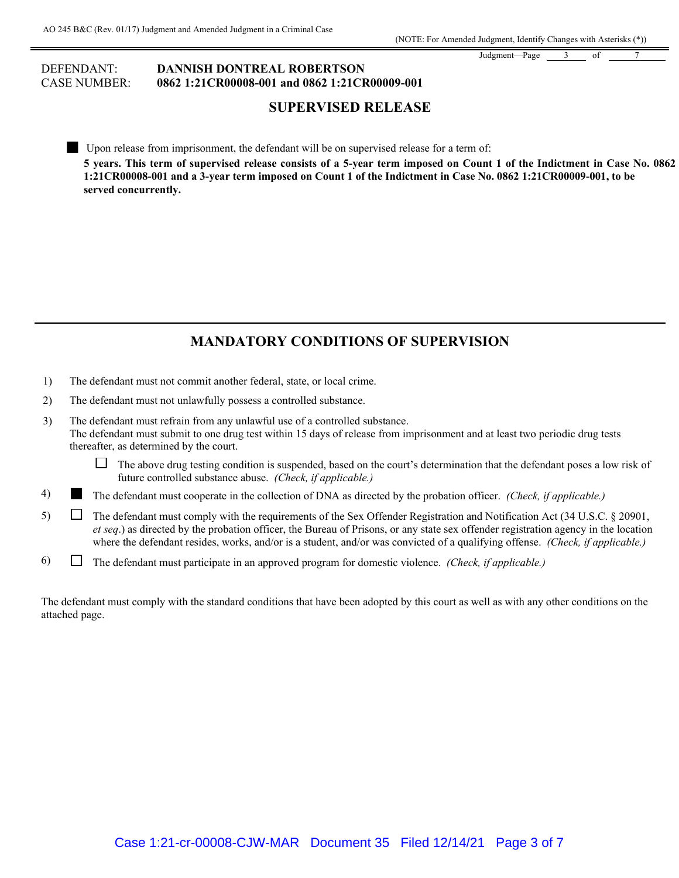DEFENDANT: **DANNISH DONTREAL ROBERTSON**
CASE NUMBER: **0862 1:21CR00008-001 and 0862 1:21CR00009-001**

## SUPERVISED RELEASE

■ Upon release from imprisonment, the defendant will be on supervised release for a term of:
**5 years. This term of supervised release consists of a 5-year term imposed on Count 1 of the Indictment in Case No. 0862 1:21CR00008-001 and a 3-year term imposed on Count 1 of the Indictment in Case No. 0862 1:21CR00009-001, to be served concurrently.**

## MANDATORY CONDITIONS OF SUPERVISION

1) The defendant must not commit another federal, state, or local crime.
2) The defendant must not unlawfully possess a controlled substance.
3) The defendant must refrain from any unlawful use of a controlled substance.
The defendant must submit to one drug test within 15 days of release from imprisonment and at least two periodic drug tests thereafter, as determined by the court.
   - ☐ The above drug testing condition is suspended, based on the court's determination that the defendant poses a low risk of future controlled substance abuse. *(Check, if applicable.)*
4) ■ The defendant must cooperate in the collection of DNA as directed by the probation officer. *(Check, if applicable.)*
5) ☐ The defendant must comply with the requirements of the Sex Offender Registration and Notification Act (34 U.S.C. § 20901, *et seq*.) as directed by the probation officer, the Bureau of Prisons, or any state sex offender registration agency in the location where the defendant resides, works, and/or is a student, and/or was convicted of a qualifying offense. *(Check, if applicable.)*
6) ☐ The defendant must participate in an approved program for domestic violence. *(Check, if applicable.)*

The defendant must comply with the standard conditions that have been adopted by this court as well as with any other conditions on the attached page.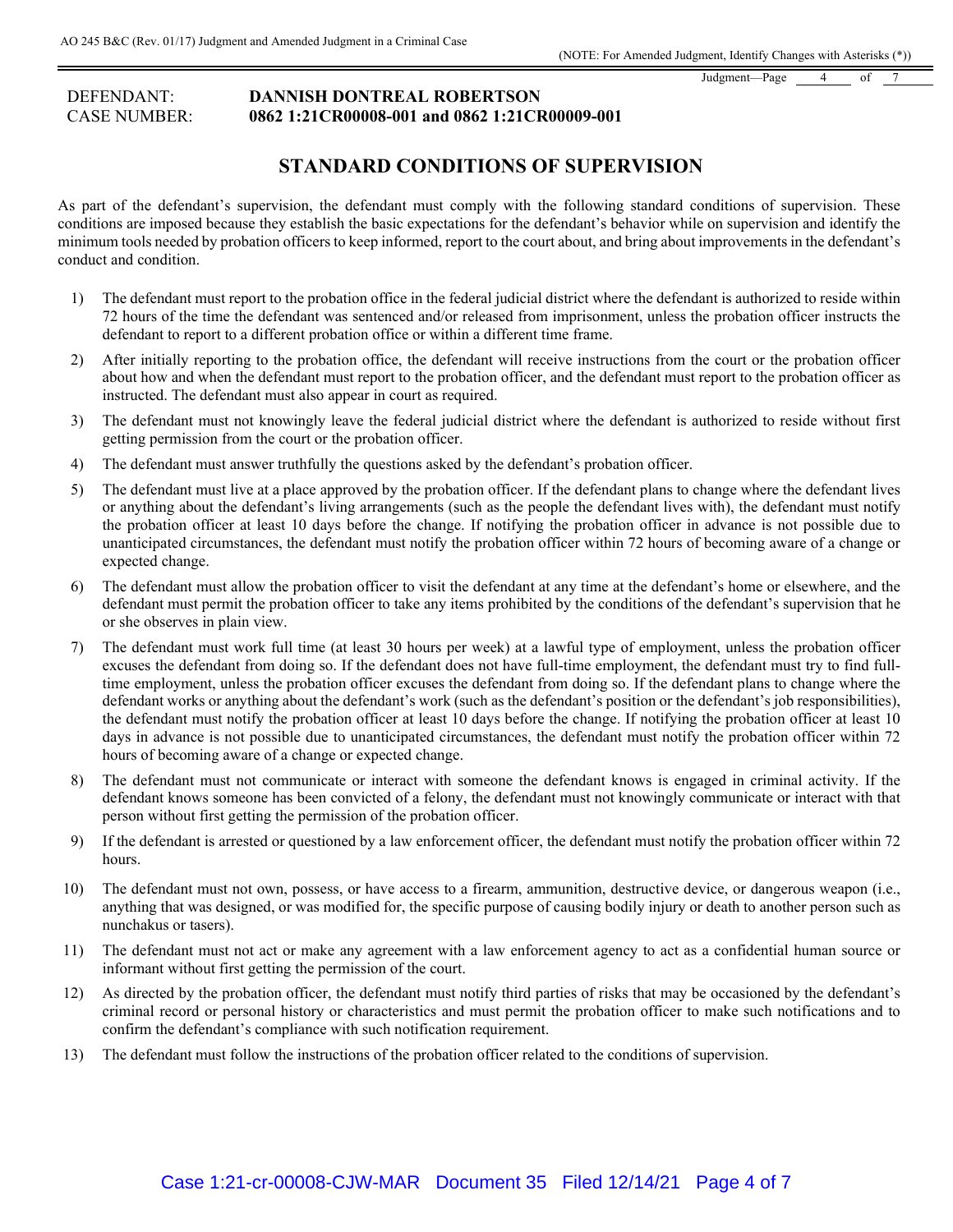DEFENDANT: **DANNISH DONTREAL ROBERTSON**
CASE NUMBER: **0862 1:21CR00008-001 and 0862 1:21CR00009-001**

## STANDARD CONDITIONS OF SUPERVISION

As part of the defendant's supervision, the defendant must comply with the following standard conditions of supervision. These conditions are imposed because they establish the basic expectations for the defendant's behavior while on supervision and identify the minimum tools needed by probation officers to keep informed, report to the court about, and bring about improvements in the defendant's conduct and condition.

1) The defendant must report to the probation office in the federal judicial district where the defendant is authorized to reside within 72 hours of the time the defendant was sentenced and/or released from imprisonment, unless the probation officer instructs the defendant to report to a different probation office or within a different time frame.
2) After initially reporting to the probation office, the defendant will receive instructions from the court or the probation officer about how and when the defendant must report to the probation officer, and the defendant must report to the probation officer as instructed. The defendant must also appear in court as required.
3) The defendant must not knowingly leave the federal judicial district where the defendant is authorized to reside without first getting permission from the court or the probation officer.
4) The defendant must answer truthfully the questions asked by the defendant's probation officer.
5) The defendant must live at a place approved by the probation officer. If the defendant plans to change where the defendant lives or anything about the defendant's living arrangements (such as the people the defendant lives with), the defendant must notify the probation officer at least 10 days before the change. If notifying the probation officer in advance is not possible due to unanticipated circumstances, the defendant must notify the probation officer within 72 hours of becoming aware of a change or expected change.
6) The defendant must allow the probation officer to visit the defendant at any time at the defendant's home or elsewhere, and the defendant must permit the probation officer to take any items prohibited by the conditions of the defendant's supervision that he or she observes in plain view.
7) The defendant must work full time (at least 30 hours per week) at a lawful type of employment, unless the probation officer excuses the defendant from doing so. If the defendant does not have full-time employment, the defendant must try to find full-time employment, unless the probation officer excuses the defendant from doing so. If the defendant plans to change where the defendant works or anything about the defendant's work (such as the defendant's position or the defendant's job responsibilities), the defendant must notify the probation officer at least 10 days before the change. If notifying the probation officer at least 10 days in advance is not possible due to unanticipated circumstances, the defendant must notify the probation officer within 72 hours of becoming aware of a change or expected change.
8) The defendant must not communicate or interact with someone the defendant knows is engaged in criminal activity. If the defendant knows someone has been convicted of a felony, the defendant must not knowingly communicate or interact with that person without first getting the permission of the probation officer.
9) If the defendant is arrested or questioned by a law enforcement officer, the defendant must notify the probation officer within 72 hours.
10) The defendant must not own, possess, or have access to a firearm, ammunition, destructive device, or dangerous weapon (i.e., anything that was designed, or was modified for, the specific purpose of causing bodily injury or death to another person such as nunchakus or tasers).
11) The defendant must not act or make any agreement with a law enforcement agency to act as a confidential human source or informant without first getting the permission of the court.
12) As directed by the probation officer, the defendant must notify third parties of risks that may be occasioned by the defendant's criminal record or personal history or characteristics and must permit the probation officer to make such notifications and to confirm the defendant's compliance with such notification requirement.
13) The defendant must follow the instructions of the probation officer related to the conditions of supervision.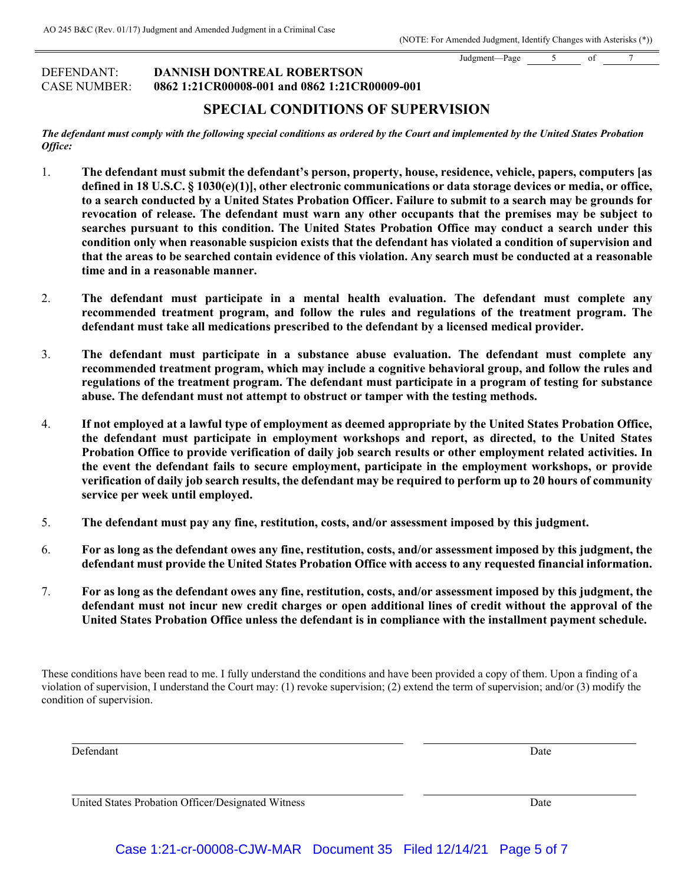DEFENDANT: **DANNISH DONTREAL ROBERTSON**
CASE NUMBER: **0862 1:21CR00008-001 and 0862 1:21CR00009-001**

## SPECIAL CONDITIONS OF SUPERVISION

***The defendant must comply with the following special conditions as ordered by the Court and implemented by the United States Probation Office:***

1. **The defendant must submit the defendant's person, property, house, residence, vehicle, papers, computers [as defined in 18 U.S.C. § 1030(e)(1)], other electronic communications or data storage devices or media, or office, to a search conducted by a United States Probation Officer. Failure to submit to a search may be grounds for revocation of release. The defendant must warn any other occupants that the premises may be subject to searches pursuant to this condition. The United States Probation Office may conduct a search under this condition only when reasonable suspicion exists that the defendant has violated a condition of supervision and that the areas to be searched contain evidence of this violation. Any search must be conducted at a reasonable time and in a reasonable manner.**

2. **The defendant must participate in a mental health evaluation. The defendant must complete any recommended treatment program, and follow the rules and regulations of the treatment program. The defendant must take all medications prescribed to the defendant by a licensed medical provider.**

3. **The defendant must participate in a substance abuse evaluation. The defendant must complete any recommended treatment program, which may include a cognitive behavioral group, and follow the rules and regulations of the treatment program. The defendant must participate in a program of testing for substance abuse. The defendant must not attempt to obstruct or tamper with the testing methods.**

4. **If not employed at a lawful type of employment as deemed appropriate by the United States Probation Office, the defendant must participate in employment workshops and report, as directed, to the United States Probation Office to provide verification of daily job search results or other employment related activities. In the event the defendant fails to secure employment, participate in the employment workshops, or provide verification of daily job search results, the defendant may be required to perform up to 20 hours of community service per week until employed.**

5. **The defendant must pay any fine, restitution, costs, and/or assessment imposed by this judgment.**

6. **For as long as the defendant owes any fine, restitution, costs, and/or assessment imposed by this judgment, the defendant must provide the United States Probation Office with access to any requested financial information.**

7. **For as long as the defendant owes any fine, restitution, costs, and/or assessment imposed by this judgment, the defendant must not incur new credit charges or open additional lines of credit without the approval of the United States Probation Office unless the defendant is in compliance with the installment payment schedule.**

These conditions have been read to me. I fully understand the conditions and have been provided a copy of them. Upon a finding of a violation of supervision, I understand the Court may: (1) revoke supervision; (2) extend the term of supervision; and/or (3) modify the condition of supervision.

______________________________ Defendant ______________ Date

______________________________ United States Probation Officer/Designated Witness ______________ Date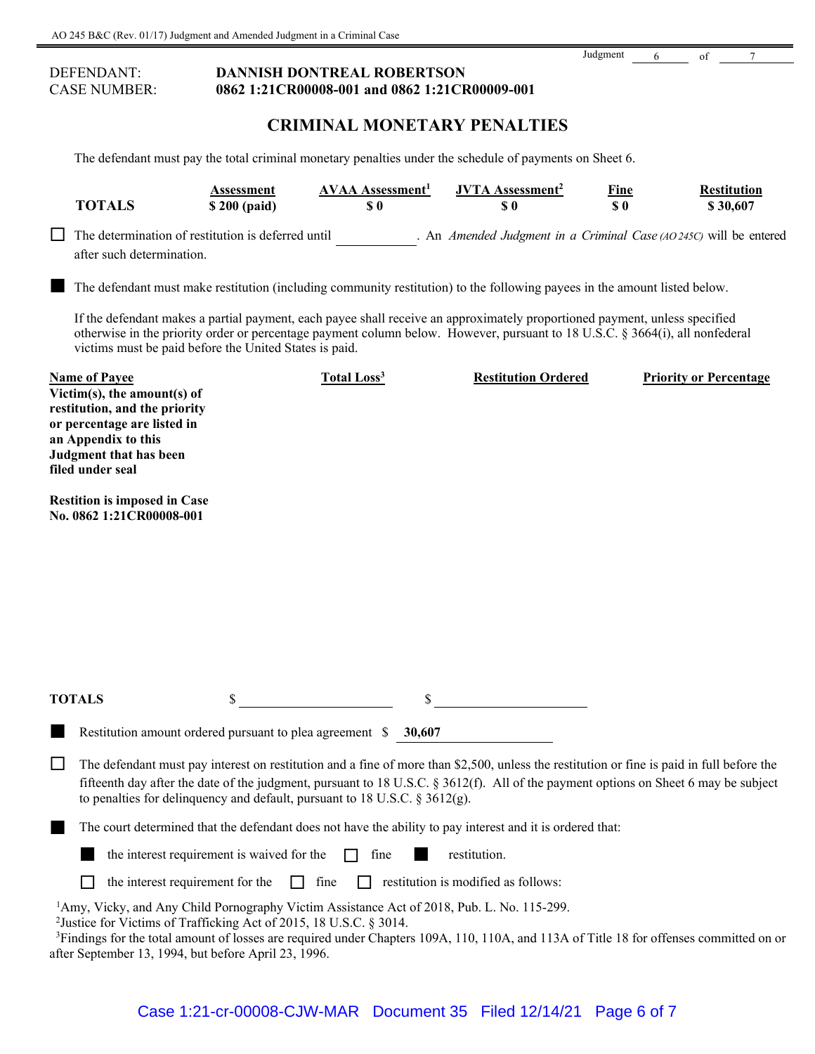DEFENDANT: **DANNISH DONTREAL ROBERTSON**
CASE NUMBER: **0862 1:21CR00008-001 and 0862 1:21CR00009-001**

## CRIMINAL MONETARY PENALTIES

The defendant must pay the total criminal monetary penalties under the schedule of payments on Sheet 6.

| | Assessment | AVAA Assessment[1] | JVTA Assessment[2] | Fine | Restitution |
|---|---|---|---|---|---|
| **TOTALS** | **$ 200 (paid)** | **$ 0** | **$ 0** | **$ 0** | **$ 30,607** |

☐ The determination of restitution is deferred until \_\_\_\_\_\_\_\_\_\_ . An *Amended Judgment in a Criminal Case (AO 245C)* will be entered after such determination.

■ The defendant must make restitution (including community restitution) to the following payees in the amount listed below.

If the defendant makes a partial payment, each payee shall receive an approximately proportioned payment, unless specified otherwise in the priority order or percentage payment column below. However, pursuant to 18 U.S.C. § 3664(i), all nonfederal victims must be paid before the United States is paid.

| Name of Payee | Total Loss[3] | Restitution Ordered | Priority or Percentage |
|---|---|---|---|
| **Victim(s), the amount(s) of restitution, and the priority or percentage are listed in an Appendix to this Judgment that has been filed under seal** | | | |
| **Restition is imposed in Case No. 0862 1:21CR00008-001** | | | |
| **TOTALS** | $ \_\_\_\_\_\_\_\_\_\_ | $ \_\_\_\_\_\_\_\_\_\_ | |

■ Restitution amount ordered pursuant to plea agreement $ **30,607**

☐ The defendant must pay interest on restitution and a fine of more than $2,500, unless the restitution or fine is paid in full before the fifteenth day after the date of the judgment, pursuant to 18 U.S.C. § 3612(f). All of the payment options on Sheet 6 may be subject to penalties for delinquency and default, pursuant to 18 U.S.C. § 3612(g).

■ The court determined that the defendant does not have the ability to pay interest and it is ordered that:

- ■ the interest requirement is waived for the ☐ fine ■ restitution.
- ☐ the interest requirement for the ☐ fine ☐ restitution is modified as follows:

[1] Amy, Vicky, and Andy Child Pornography Victim Assistance Act of 2018, Pub. L. No. 115-299.
[2] Justice for Victims of Trafficking Act of 2015, 18 U.S.C. § 3014.
[3] Findings for the total amount of losses are required under Chapters 109A, 110, 110A, and 113A of Title 18 for offenses committed on or after September 13, 1994, but before April 23, 1996.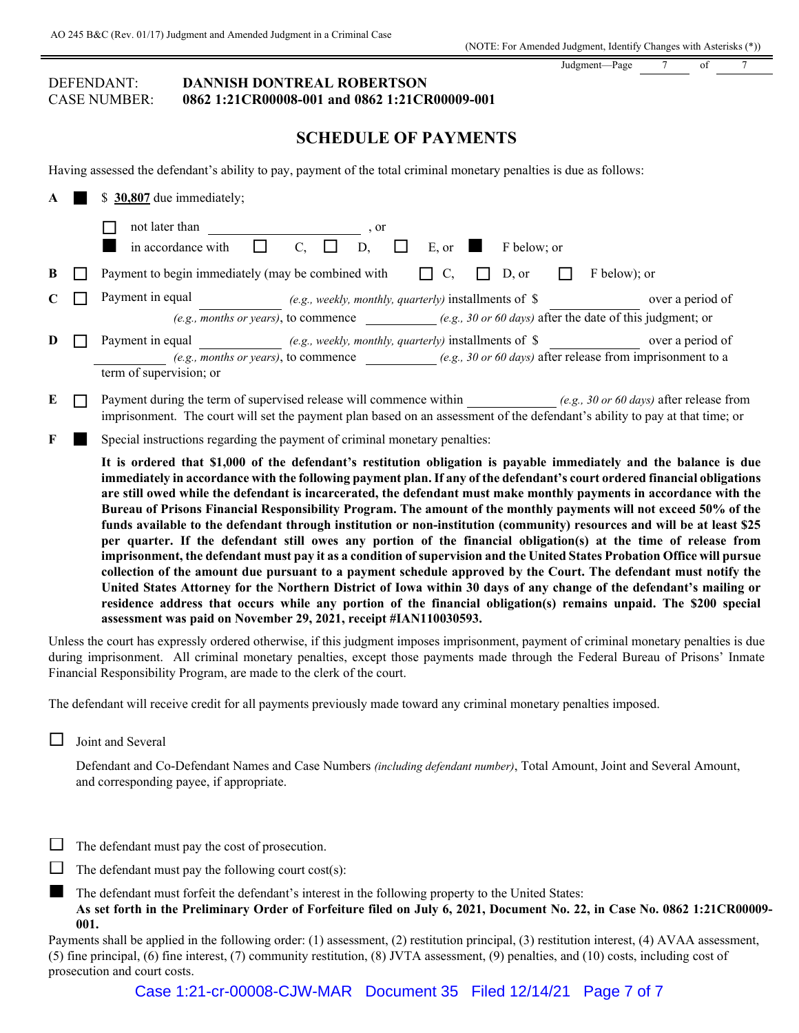DEFENDANT: **DANNISH DONTREAL ROBERTSON**
CASE NUMBER: **0862 1:21CR00008-001 and 0862 1:21CR00009-001**

## SCHEDULE OF PAYMENTS

Having assessed the defendant's ability to pay, payment of the total criminal monetary penalties is due as follows:

**A** ■ $ **30,807** due immediately;

☐ not later than ______________________ , or
■ in accordance with ☐ C, ☐ D, ☐ E, or ■ F below; or

**B** ☐ Payment to begin immediately (may be combined with ☐ C, ☐ D, or ☐ F below); or

**C** ☐ Payment in equal ____________ *(e.g., weekly, monthly, quarterly)* installments of $ ____________ over a period of ____________ *(e.g., months or years)*, to commence ____________ *(e.g., 30 or 60 days)* after the date of this judgment; or

**D** ☐ Payment in equal ____________ *(e.g., weekly, monthly, quarterly)* installments of $ ____________ over a period of ____________ *(e.g., months or years)*, to commence ____________ *(e.g., 30 or 60 days)* after release from imprisonment to a term of supervision; or

**E** ☐ Payment during the term of supervised release will commence within ____________ *(e.g., 30 or 60 days)* after release from imprisonment. The court will set the payment plan based on an assessment of the defendant's ability to pay at that time; or

**F** ■ Special instructions regarding the payment of criminal monetary penalties:

**It is ordered that $1,000 of the defendant's restitution obligation is payable immediately and the balance is due immediately in accordance with the following payment plan. If any of the defendant's court ordered financial obligations are still owed while the defendant is incarcerated, the defendant must make monthly payments in accordance with the Bureau of Prisons Financial Responsibility Program. The amount of the monthly payments will not exceed 50% of the funds available to the defendant through institution or non-institution (community) resources and will be at least $25 per quarter. If the defendant still owes any portion of the financial obligation(s) at the time of release from imprisonment, the defendant must pay it as a condition of supervision and the United States Probation Office will pursue collection of the amount due pursuant to a payment schedule approved by the Court. The defendant must notify the United States Attorney for the Northern District of Iowa within 30 days of any change of the defendant's mailing or residence address that occurs while any portion of the financial obligation(s) remains unpaid. The $200 special assessment was paid on November 29, 2021, receipt #IAN110030593.**

Unless the court has expressly ordered otherwise, if this judgment imposes imprisonment, payment of criminal monetary penalties is due during imprisonment. All criminal monetary penalties, except those payments made through the Federal Bureau of Prisons' Inmate Financial Responsibility Program, are made to the clerk of the court.

The defendant will receive credit for all payments previously made toward any criminal monetary penalties imposed.

☐ Joint and Several

Defendant and Co-Defendant Names and Case Numbers *(including defendant number)*, Total Amount, Joint and Several Amount, and corresponding payee, if appropriate.

☐ The defendant must pay the cost of prosecution.

☐ The defendant must pay the following court cost(s):

■ The defendant must forfeit the defendant's interest in the following property to the United States:
**As set forth in the Preliminary Order of Forfeiture filed on July 6, 2021, Document No. 22, in Case No. 0862 1:21CR00009-001.**

Payments shall be applied in the following order: (1) assessment, (2) restitution principal, (3) restitution interest, (4) AVAA assessment, (5) fine principal, (6) fine interest, (7) community restitution, (8) JVTA assessment, (9) penalties, and (10) costs, including cost of prosecution and court costs.